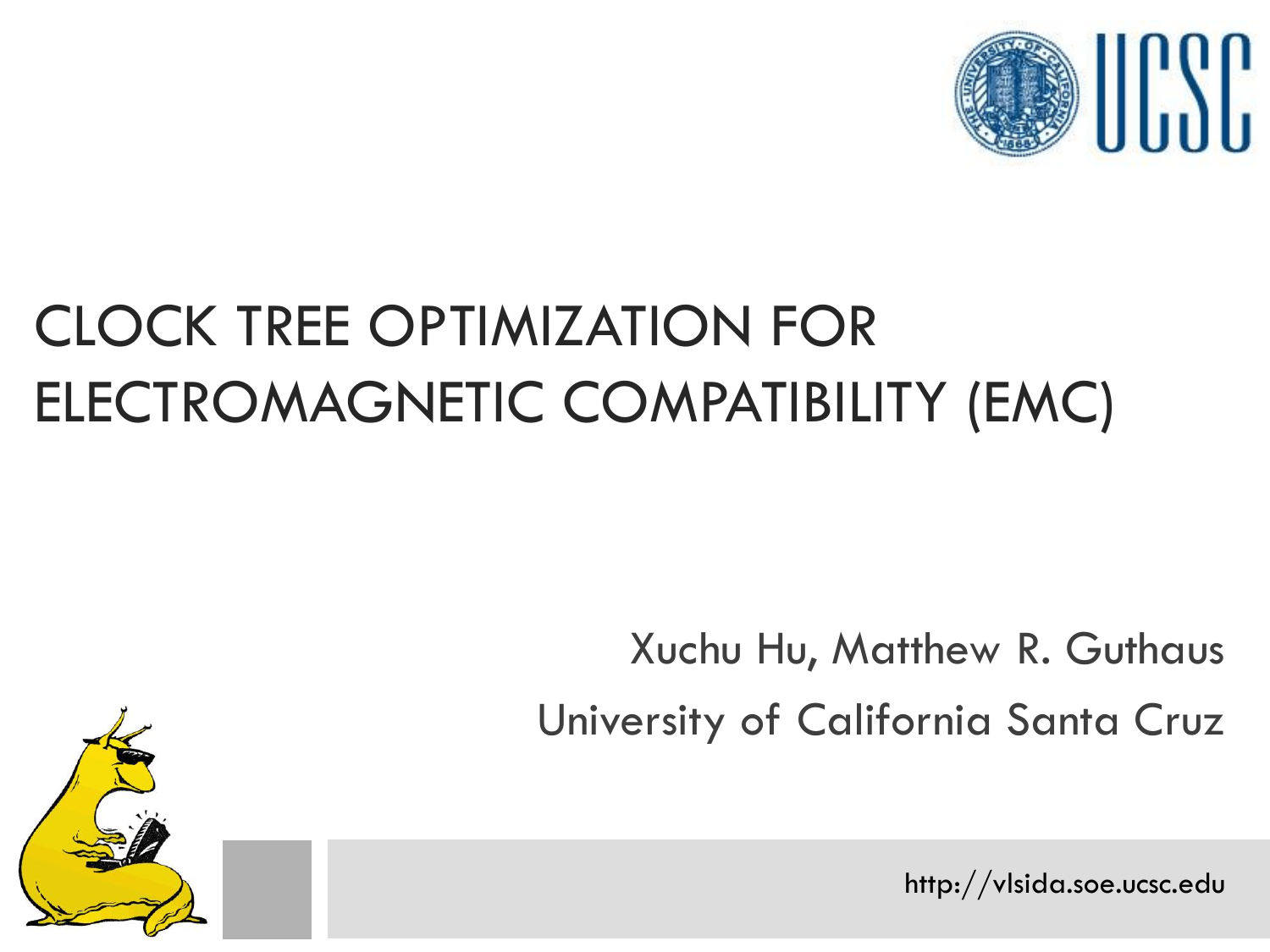# CLOCK TREE OPTIMIZATION FOR ELECTROMAGNETIC COMPATIBILITY (EMC)

Xuchu Hu, Matthew R. Guthaus

University of California Santa Cruz

http://vlsida.soe.ucsc.edu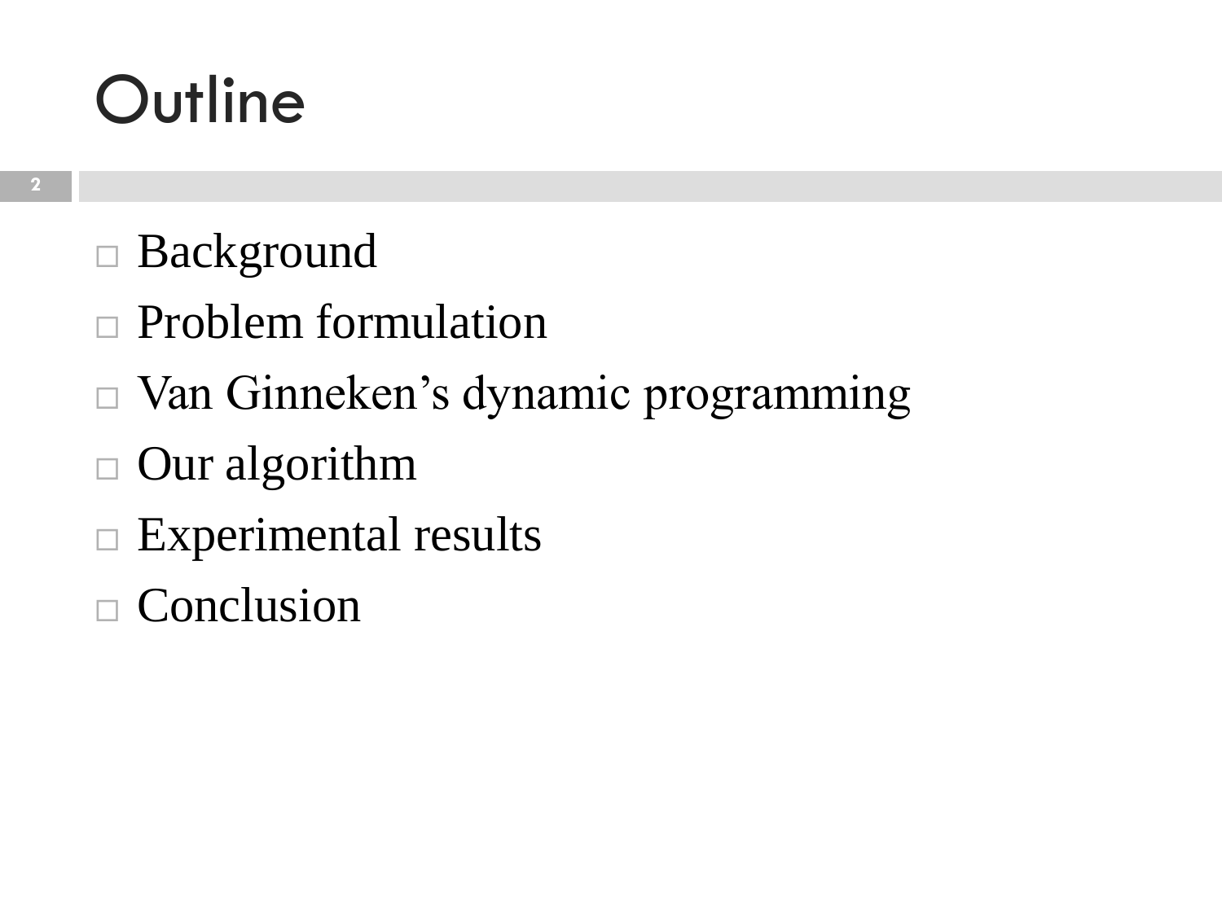# Outline

- Background
- Problem formulation
- Van Ginneken's dynamic programming
- Our algorithm
- Experimental results
- Conclusion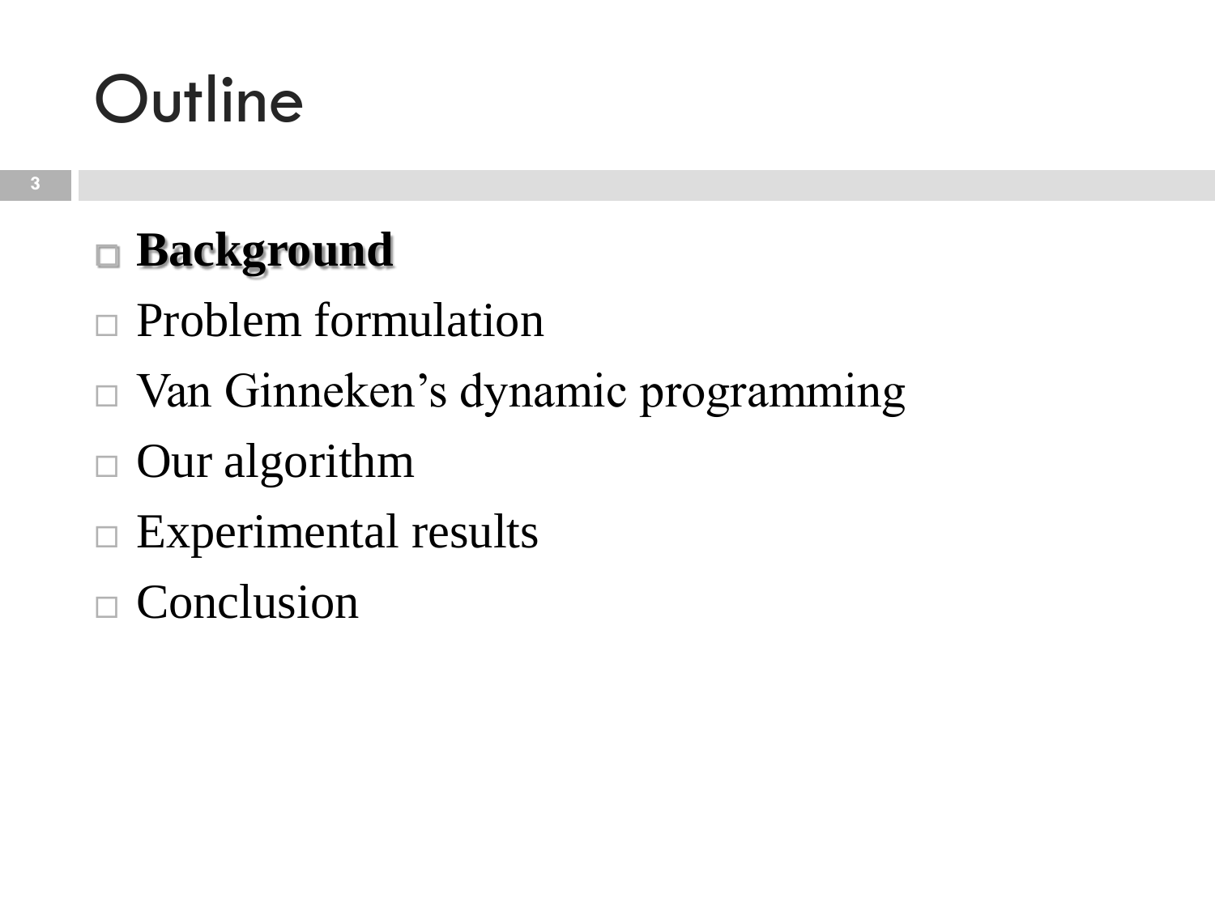# Outline

- **Background**
- Problem formulation
- Van Ginneken's dynamic programming
- Our algorithm
- Experimental results
- Conclusion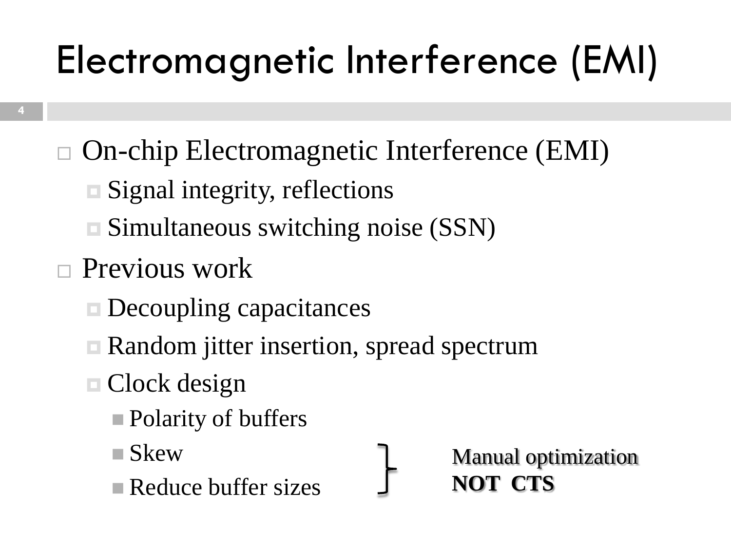# Electromagnetic Interference (EMI)

- On-chip Electromagnetic Interference (EMI)
  - Signal integrity, reflections
  - Simultaneous switching noise (SSN)
- Previous work
  - Decoupling capacitances
  - Random jitter insertion, spread spectrum
  - Clock design
    - Polarity of buffers
    - Skew
    - Reduce buffer sizes

Manual optimization
**NOT CTS**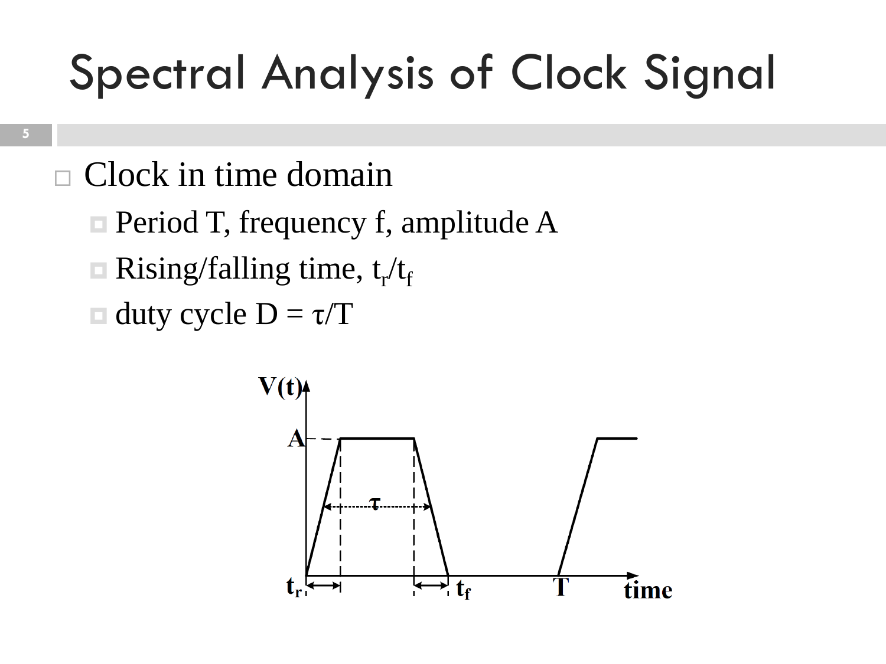# Spectral Analysis of Clock Signal

- Clock in time domain
  - Period T, frequency f, amplitude A
  - Rising/falling time, $t_r/t_f$
  - duty cycle $D = \tau/T$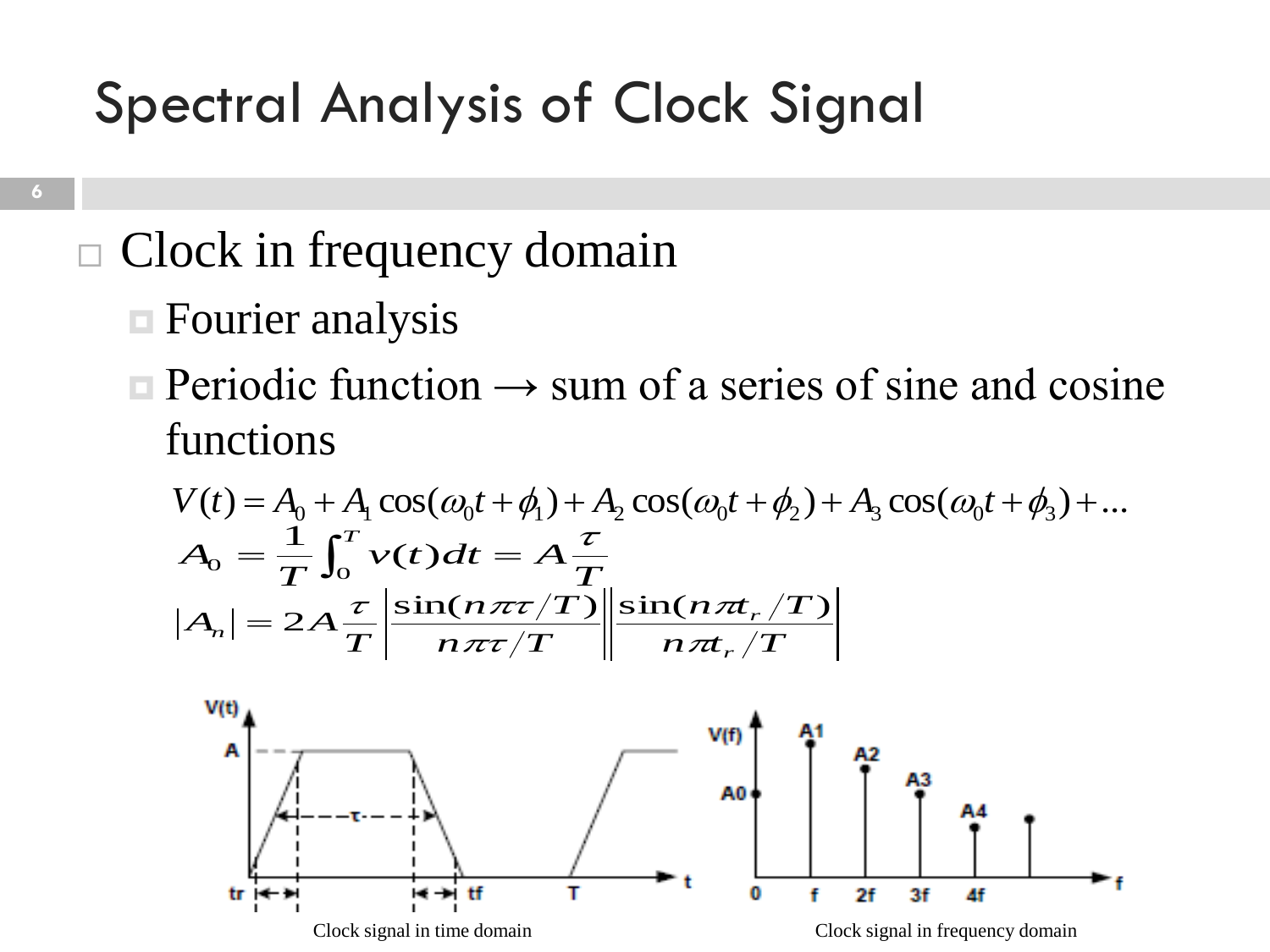# Spectral Analysis of Clock Signal

- Clock in frequency domain
  - Fourier analysis
  - Periodic function → sum of a series of sine and cosine functions

$$V(t) = A_0 + A_1\cos(\omega_0 t + \phi_1) + A_2\cos(\omega_0 t + \phi_2) + A_3\cos(\omega_0 t + \phi_3) + \ldots$$

$$A_0 = \frac{1}{T}\int_0^T v(t)dt = A\frac{\tau}{T}$$

$$|A_n| = 2A\frac{\tau}{T}\left|\frac{\sin(n\pi\tau/T)}{n\pi\tau/T}\right|\left|\frac{\sin(n\pi t_r/T)}{n\pi t_r/T}\right|$$

Clock signal in time domain

Clock signal in frequency domain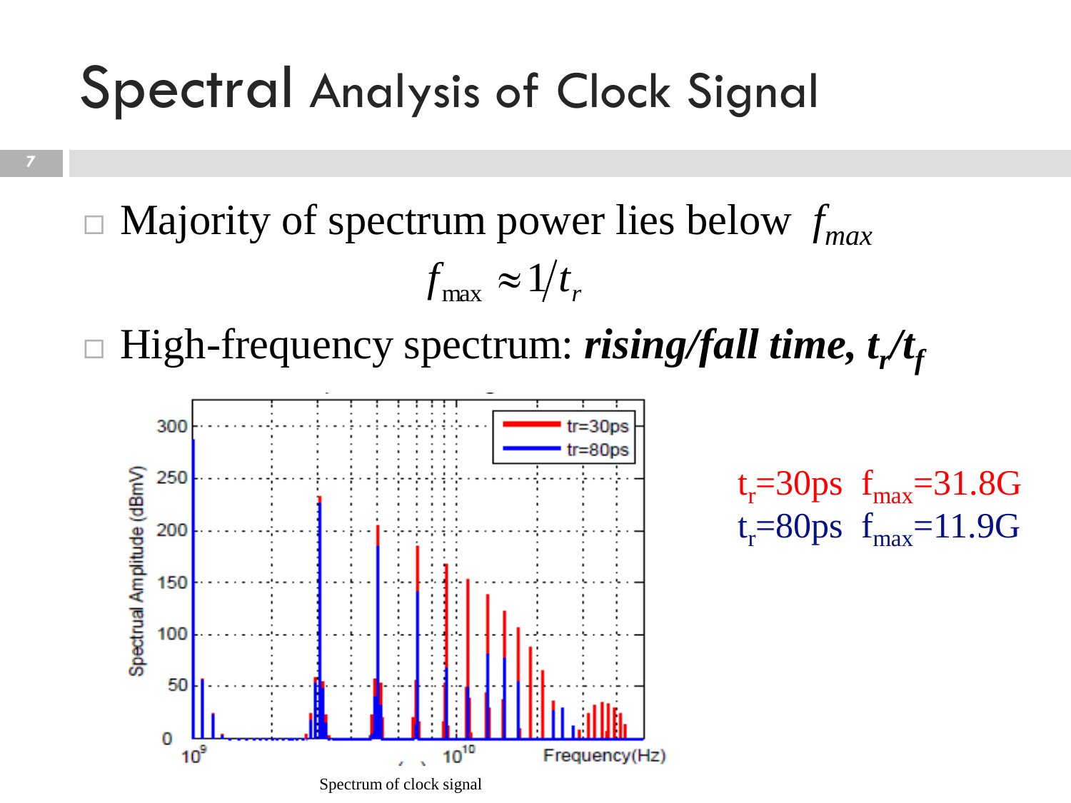# Spectral Analysis of Clock Signal

- Majority of spectrum power lies below $f_{max}$

$$f_{\max} \approx 1/t_r$$

- High-frequency spectrum: ***rising/fall time, $t_r/t_f$***

$t_r$=30ps $f_{max}$=31.8G
$t_r$=80ps $f_{max}$=11.9G

Spectrum of clock signal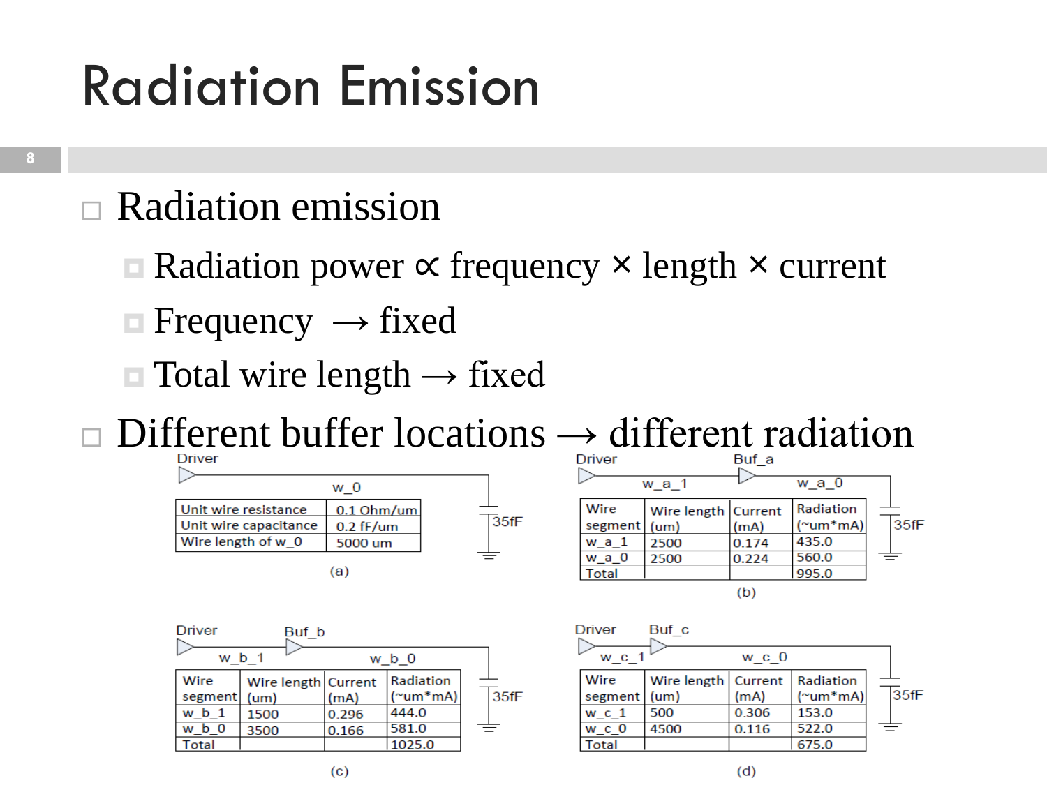# Radiation Emission

- Radiation emission
  - Radiation power ∝ frequency × length × current
  - Frequency → fixed
  - Total wire length → fixed
- Different buffer locations → different radiation

Driver — w_0 — 35fF

| Unit wire resistance | 0.1 Ohm/um |
|---|---|
| Unit wire capacitance | 0.2 fF/um |
| Wire length of w_0 | 5000 um |

(a)

Driver — w_a_1 — Buf_a — w_a_0 — 35fF

| Wire segment | Wire length (um) | Current (mA) | Radiation (~um*mA) |
|---|---|---|---|
| w_a_1 | 2500 | 0.174 | 435.0 |
| w_a_0 | 2500 | 0.224 | 560.0 |
| Total | | | 995.0 |

(b)

Driver — w_b_1 — Buf_b — w_b_0 — 35fF

| Wire segment | Wire length (um) | Current (mA) | Radiation (~um*mA) |
|---|---|---|---|
| w_b_1 | 1500 | 0.296 | 444.0 |
| w_b_0 | 3500 | 0.166 | 581.0 |
| Total | | | 1025.0 |

(c)

Driver — w_c_1 — Buf_c — w_c_0 — 35fF

| Wire segment | Wire length (um) | Current (mA) | Radiation (~um*mA) |
|---|---|---|---|
| w_c_1 | 500 | 0.306 | 153.0 |
| w_c_0 | 4500 | 0.116 | 522.0 |
| Total | | | 675.0 |

(d)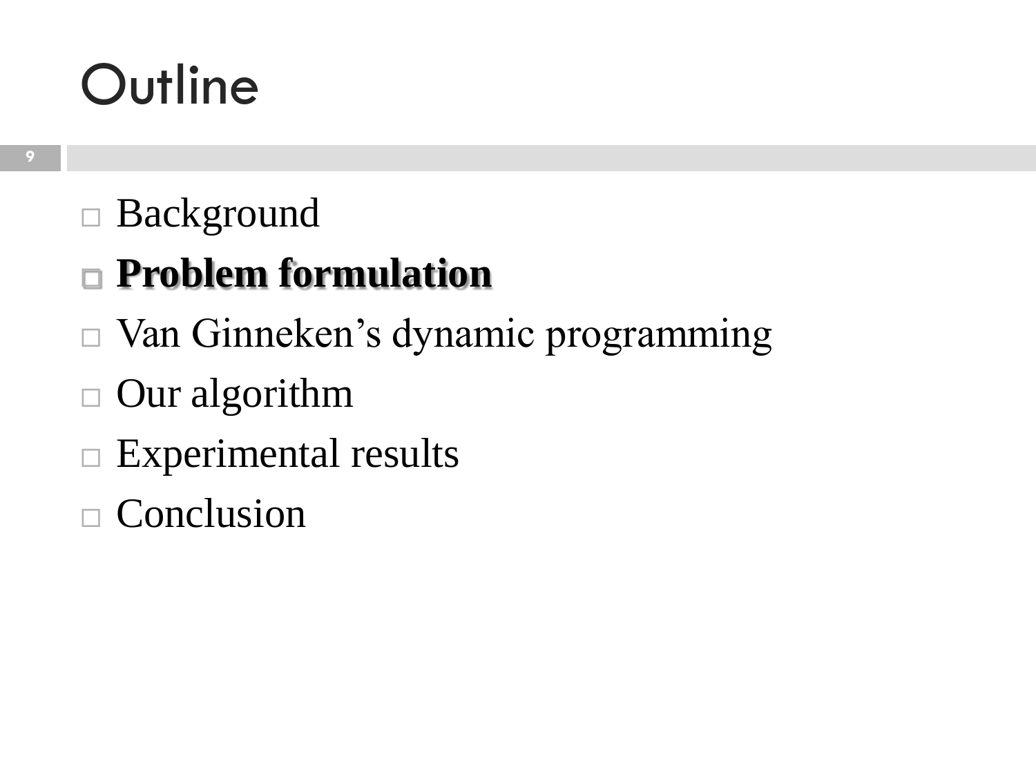# Outline

- Background
- **Problem formulation**
- Van Ginneken's dynamic programming
- Our algorithm
- Experimental results
- Conclusion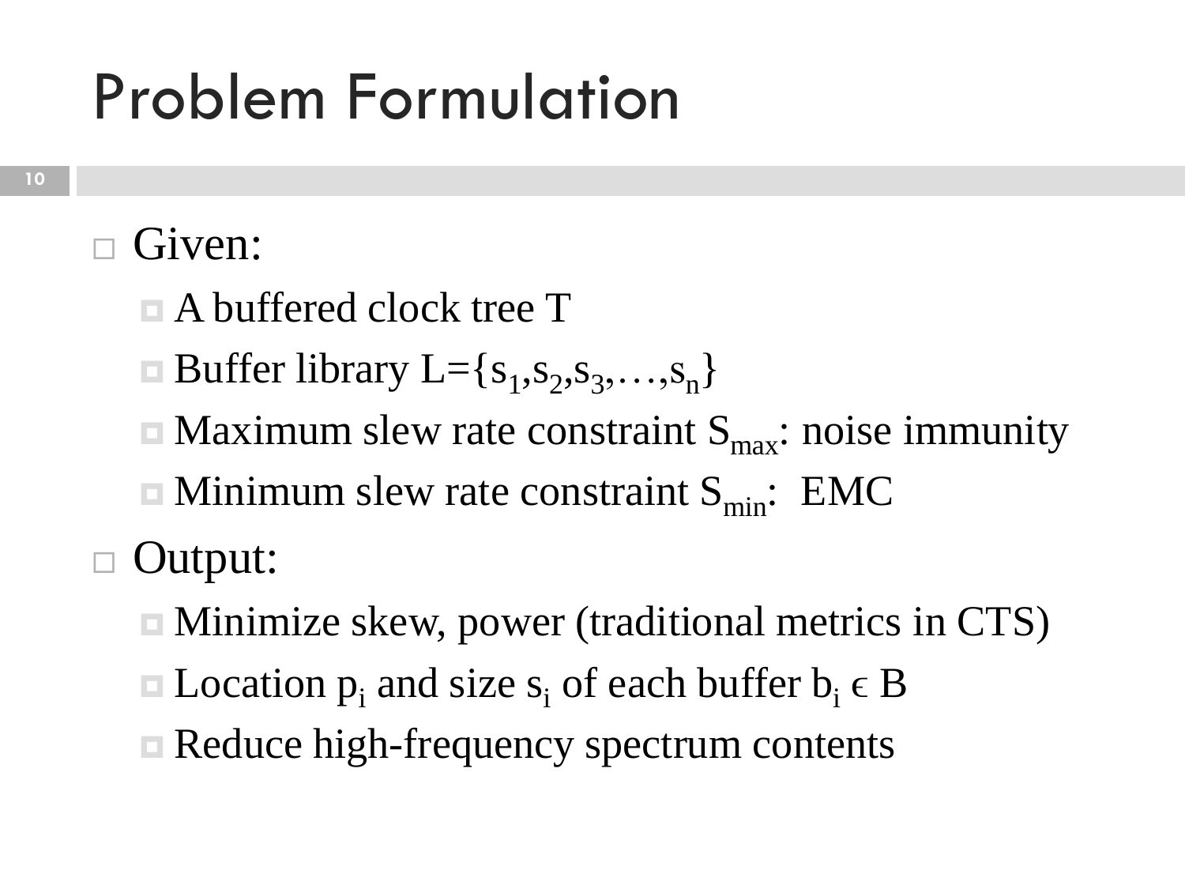# Problem Formulation

- Given:
  - A buffered clock tree T
  - Buffer library $L=\{s_1,s_2,s_3,\ldots,s_n\}$
  - Maximum slew rate constraint $S_{max}$: noise immunity
  - Minimum slew rate constraint $S_{min}$: EMC
- Output:
  - Minimize skew, power (traditional metrics in CTS)
  - Location $p_i$ and size $s_i$ of each buffer $b_i \in B$
  - Reduce high-frequency spectrum contents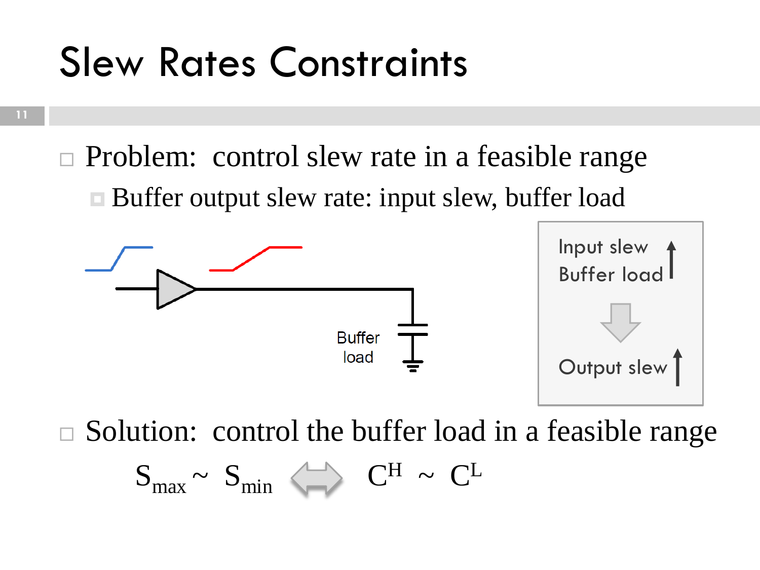# Slew Rates Constraints

- Problem: control slew rate in a feasible range
  - Buffer output slew rate: input slew, buffer load

Buffer load

Input slew ↑
Buffer load ↑

Output slew ↑

- Solution: control the buffer load in a feasible range

$$S_{max} \sim S_{min} \Leftrightarrow C^{H} \sim C^{L}$$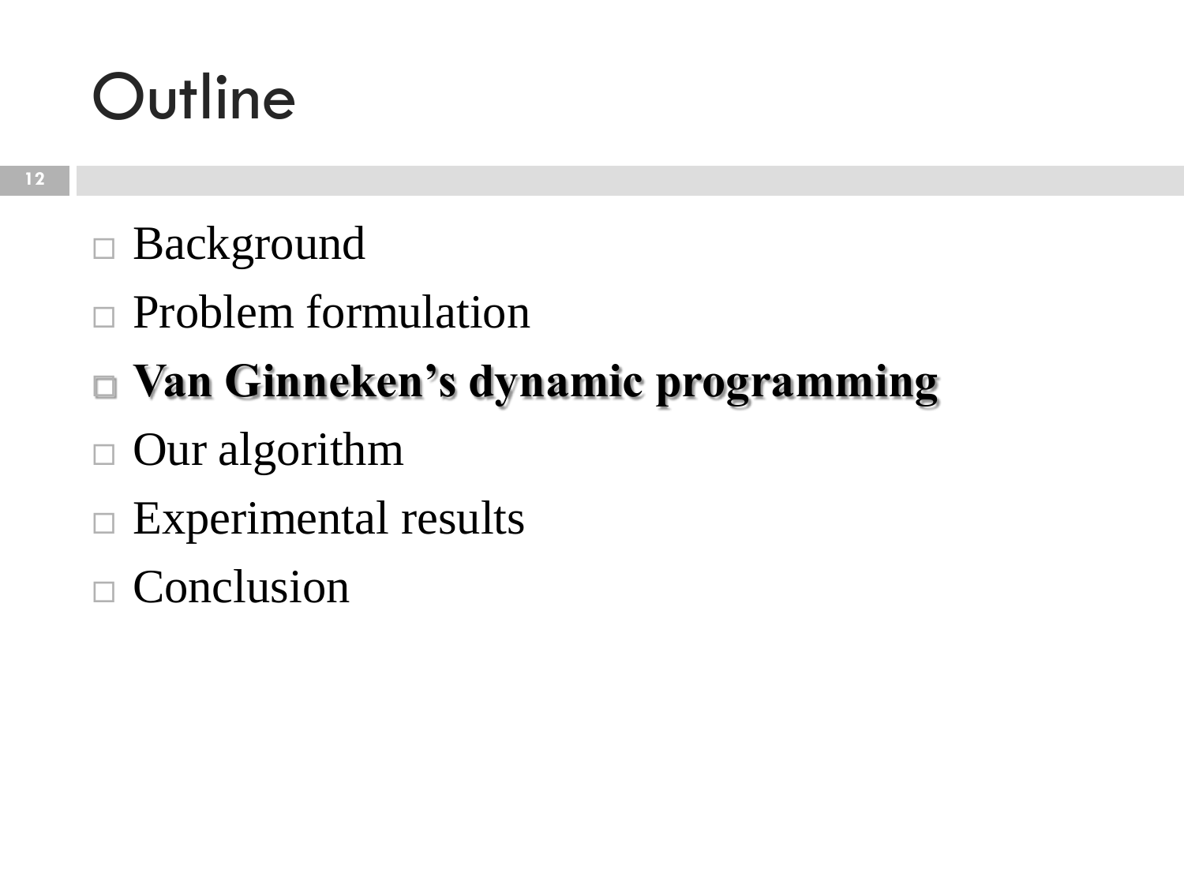# Outline

- Background
- Problem formulation
- **Van Ginneken's dynamic programming**
- Our algorithm
- Experimental results
- Conclusion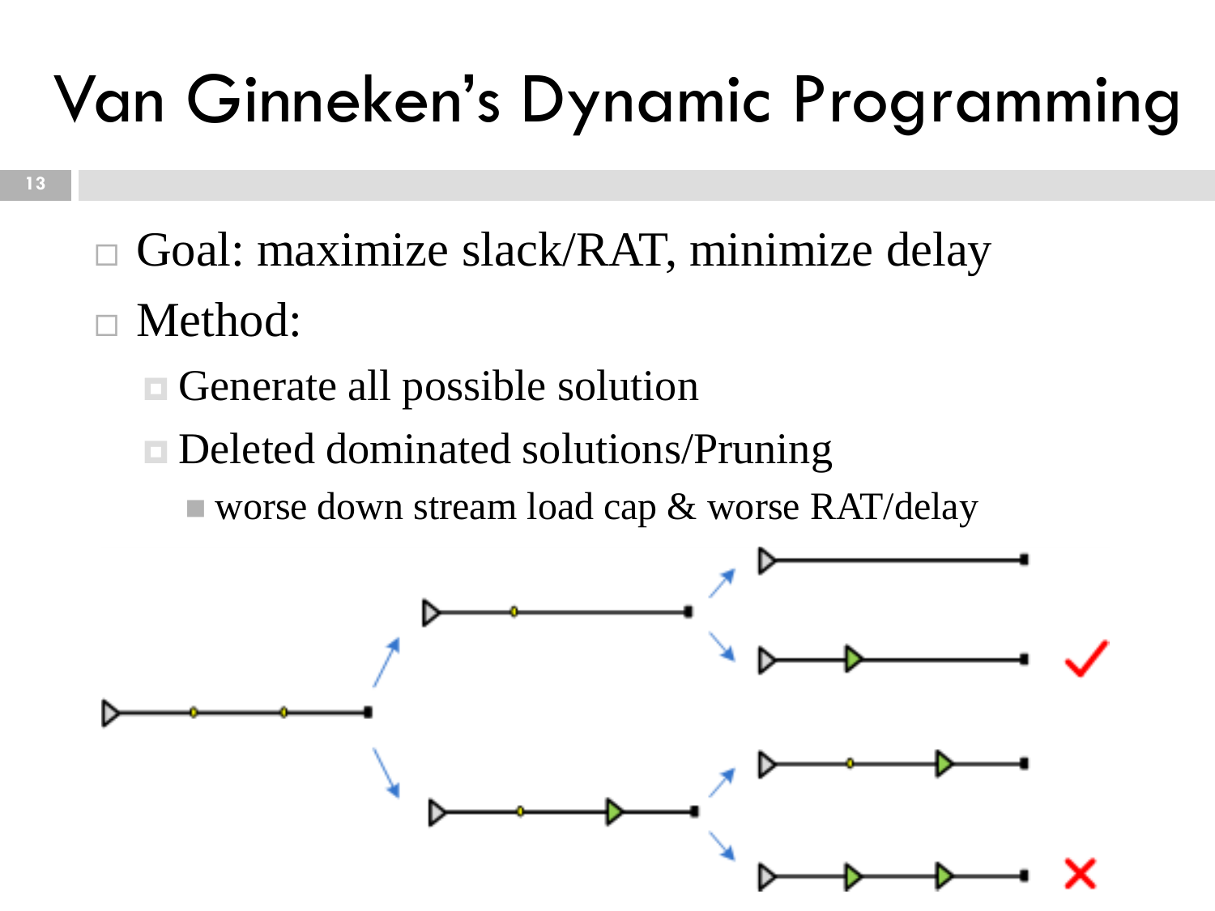# Van Ginneken's Dynamic Programming

- Goal: maximize slack/RAT, minimize delay
- Method:
  - Generate all possible solution
  - Deleted dominated solutions/Pruning
    - worse down stream load cap & worse RAT/delay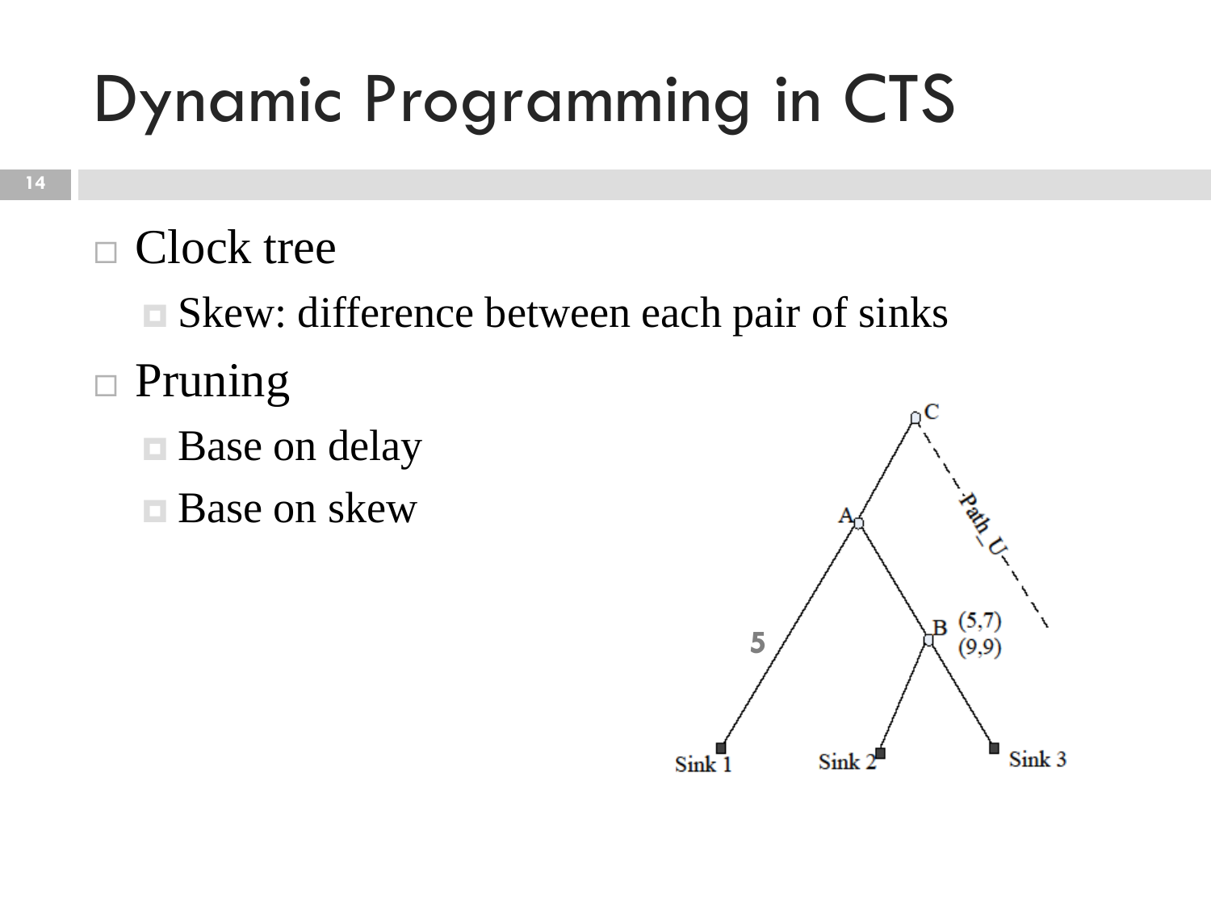# Dynamic Programming in CTS

- Clock tree
  - Skew: difference between each pair of sinks
- Pruning
  - Base on delay
  - Base on skew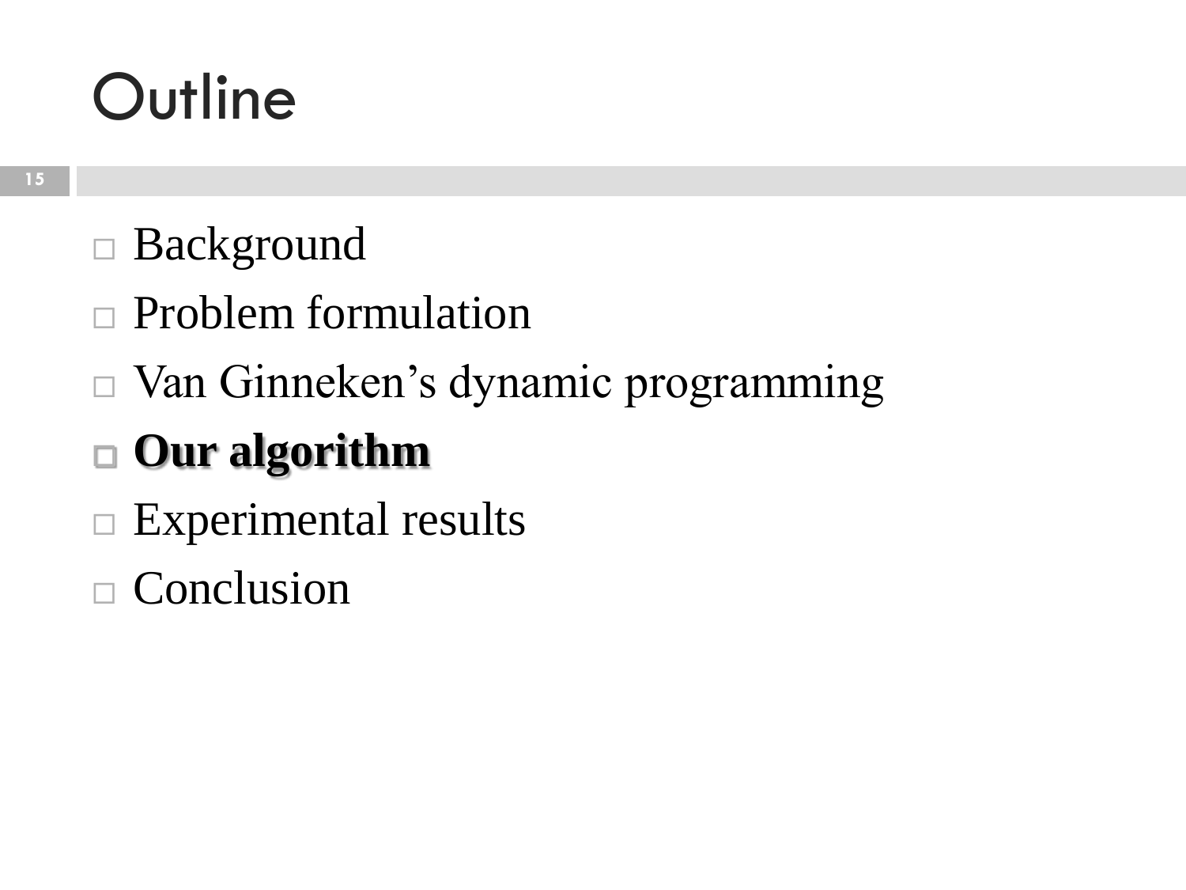# Outline

- Background
- Problem formulation
- Van Ginneken’s dynamic programming
- **Our algorithm**
- Experimental results
- Conclusion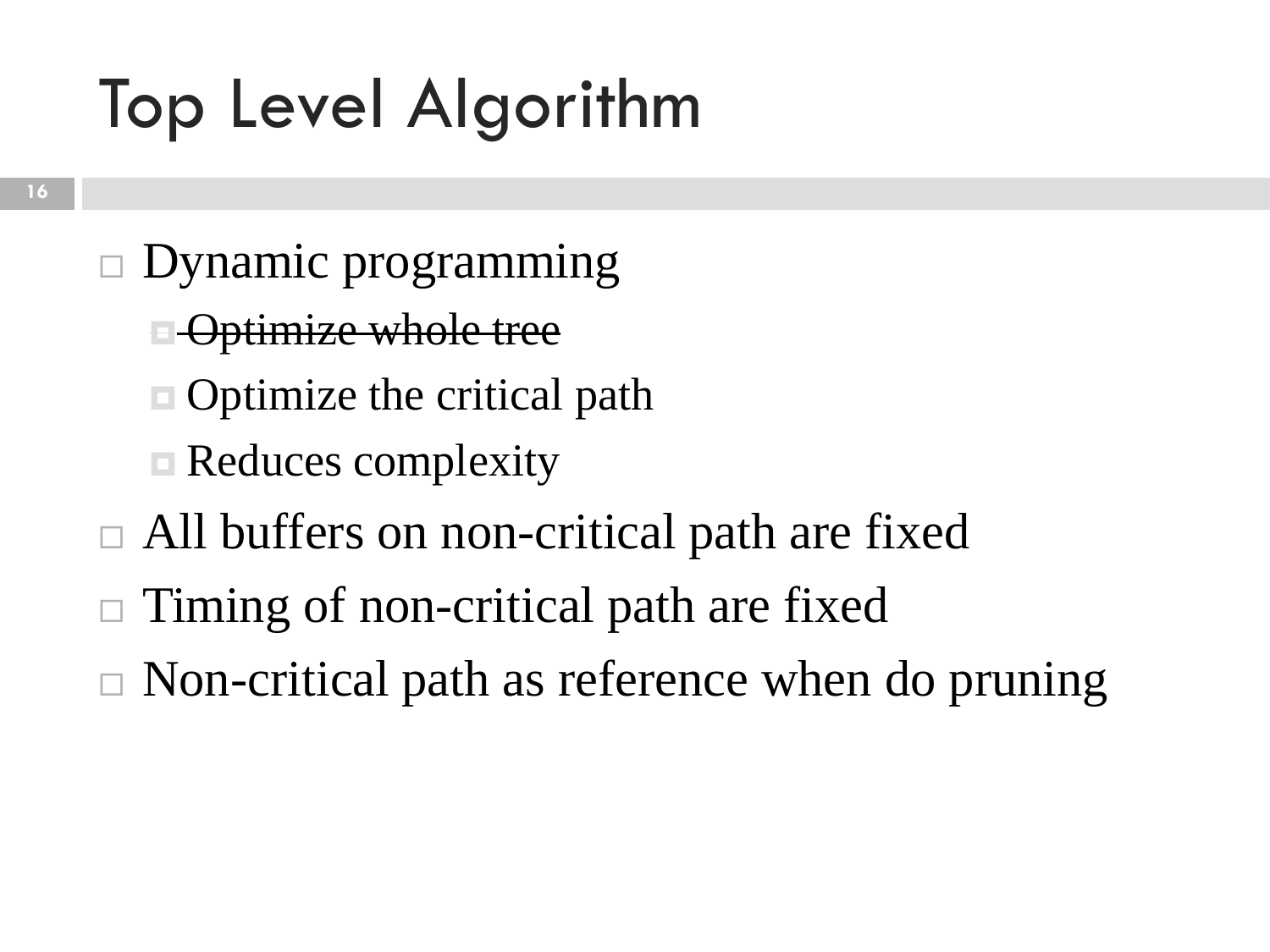# Top Level Algorithm

- Dynamic programming
  - ~~Optimize whole tree~~
  - Optimize the critical path
  - Reduces complexity
- All buffers on non-critical path are fixed
- Timing of non-critical path are fixed
- Non-critical path as reference when do pruning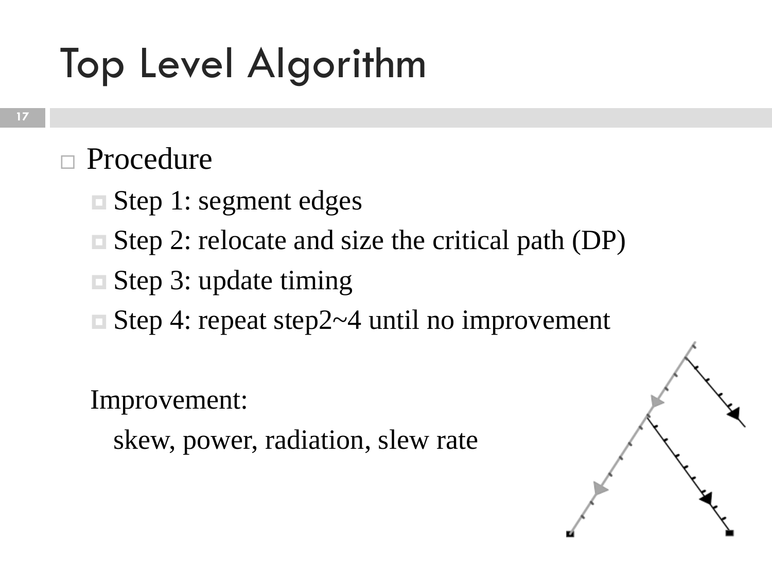# Top Level Algorithm

- Procedure
  - Step 1: segment edges
  - Step 2: relocate and size the critical path (DP)
  - Step 3: update timing
  - Step 4: repeat step2~4 until no improvement

Improvement:

skew, power, radiation, slew rate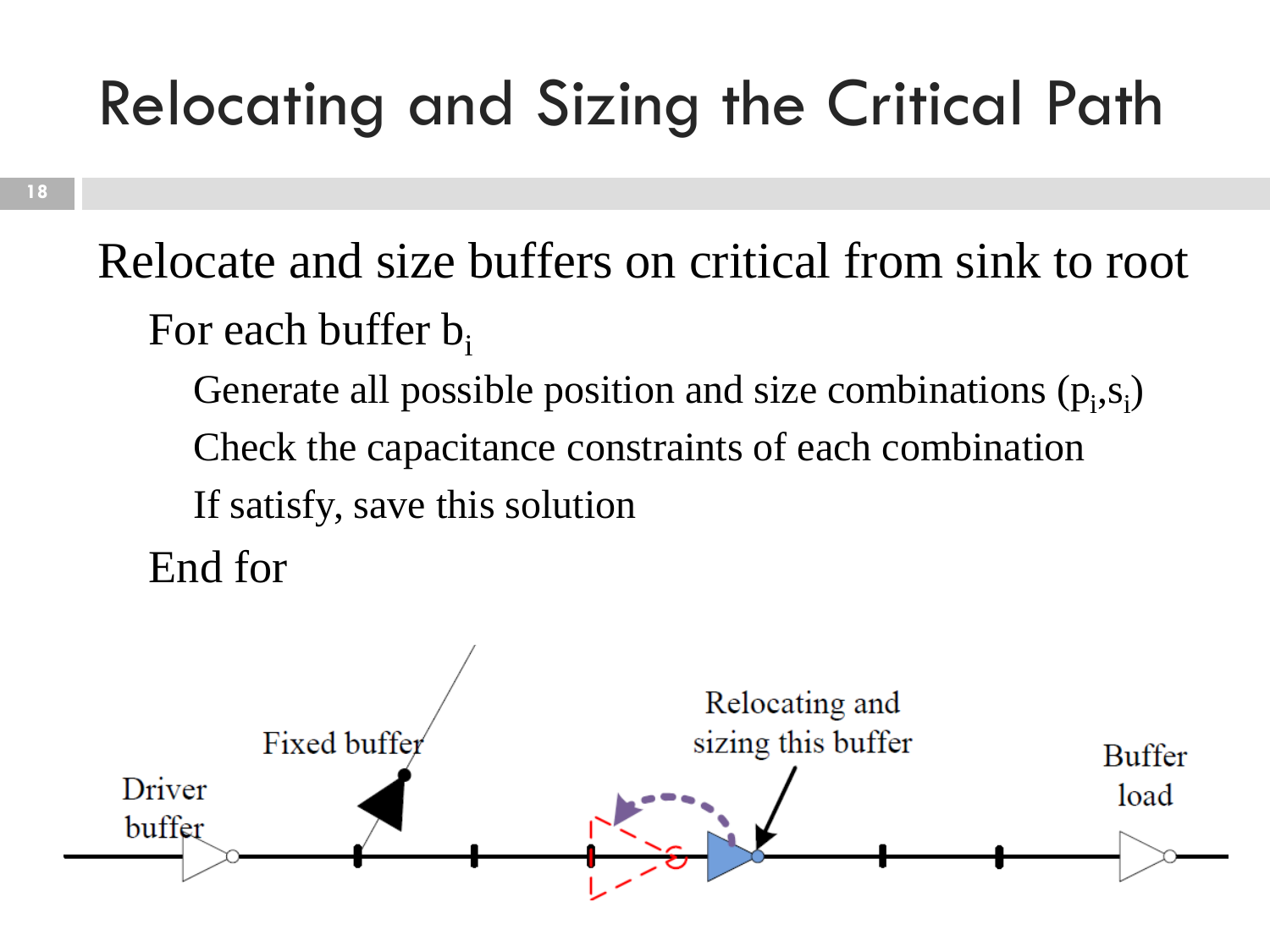# Relocating and Sizing the Critical Path

Relocate and size buffers on critical from sink to root

- For each buffer $b_i$
  - Generate all possible position and size combinations $(p_i, s_i)$
  - Check the capacitance constraints of each combination
  - If satisfy, save this solution
- End for

Driver buffer

Fixed buffer

Relocating and sizing this buffer

Buffer load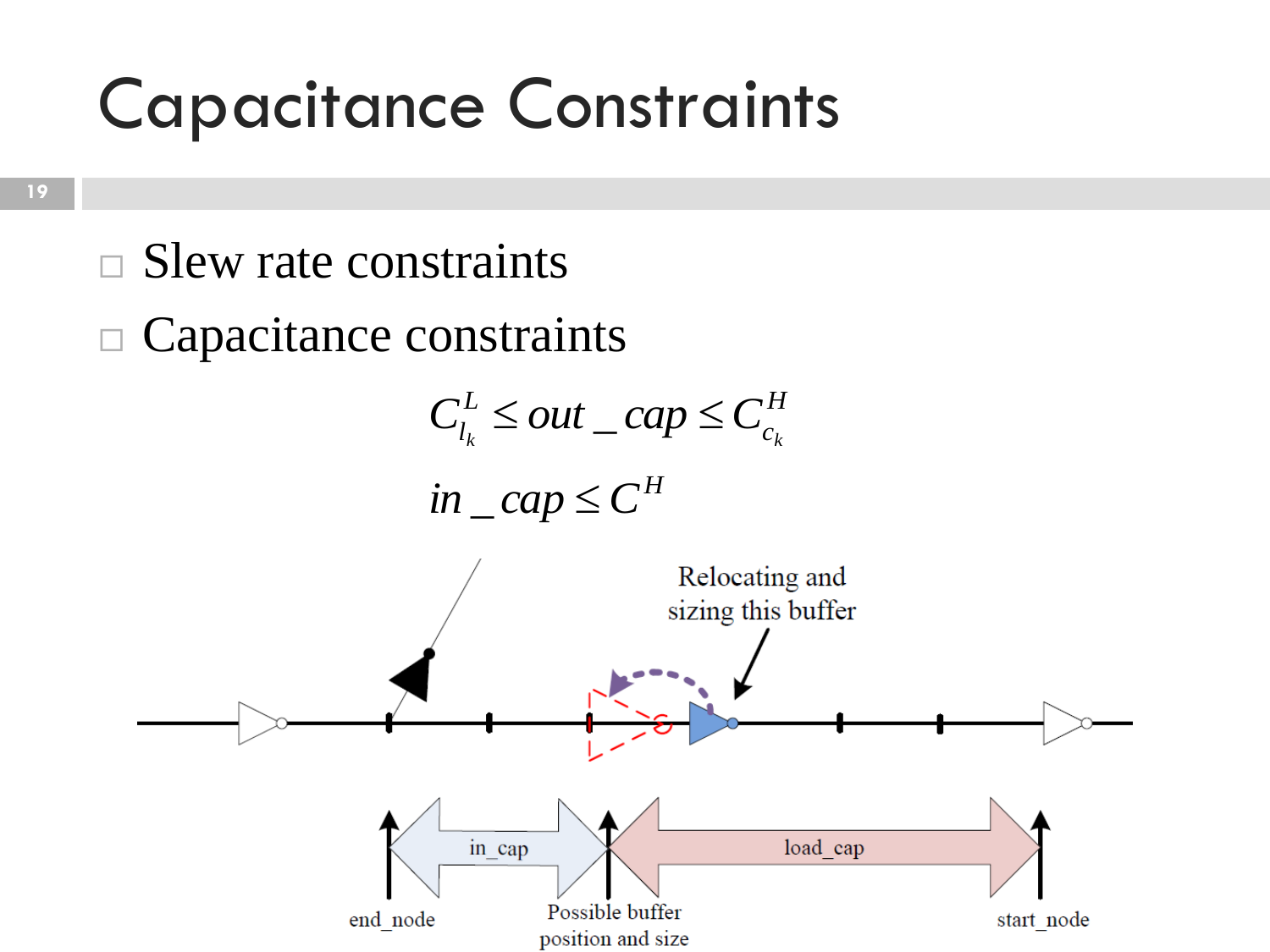# Capacitance Constraints

- Slew rate constraints
- Capacitance constraints

$$C_{l_k}^{L} \leq out\_cap \leq C_{c_k}^{H}$$

$$in\_cap \leq C^{H}$$

Relocating and sizing this buffer

in_cap

load_cap

end_node

Possible buffer position and size

start_node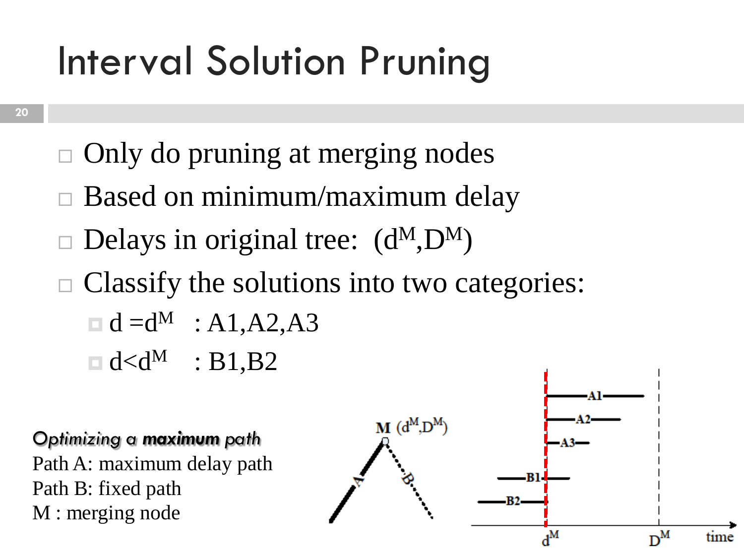# Interval Solution Pruning

- Only do pruning at merging nodes
- Based on minimum/maximum delay
- Delays in original tree: $(d^M, D^M)$
- Classify the solutions into two categories:
  - $d = d^M$ : A1,A2,A3
  - $d < d^M$ : B1,B2

***Optimizing a maximum path***

Path A: maximum delay path

Path B: fixed path

M : merging node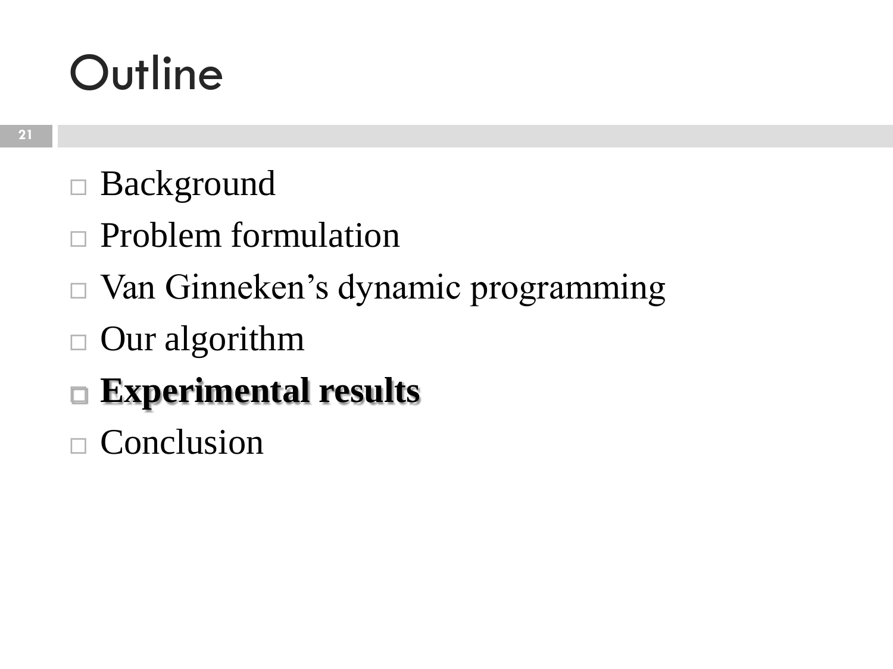# Outline

- Background
- Problem formulation
- Van Ginneken’s dynamic programming
- Our algorithm
- **Experimental results**
- Conclusion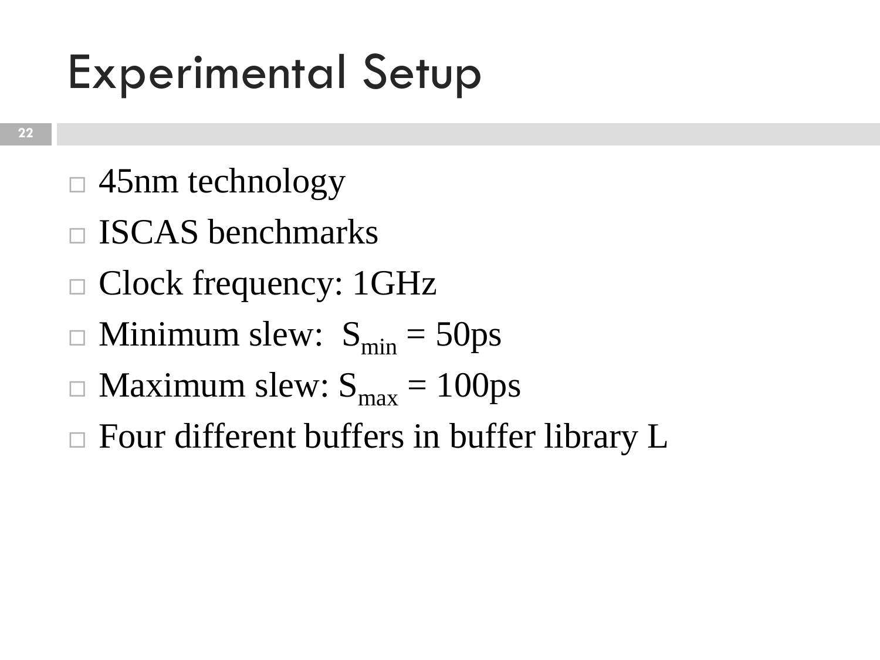# Experimental Setup

- 45nm technology
- ISCAS benchmarks
- Clock frequency: 1GHz
- Minimum slew: $S_{min}$ = 50ps
- Maximum slew: $S_{max}$ = 100ps
- Four different buffers in buffer library L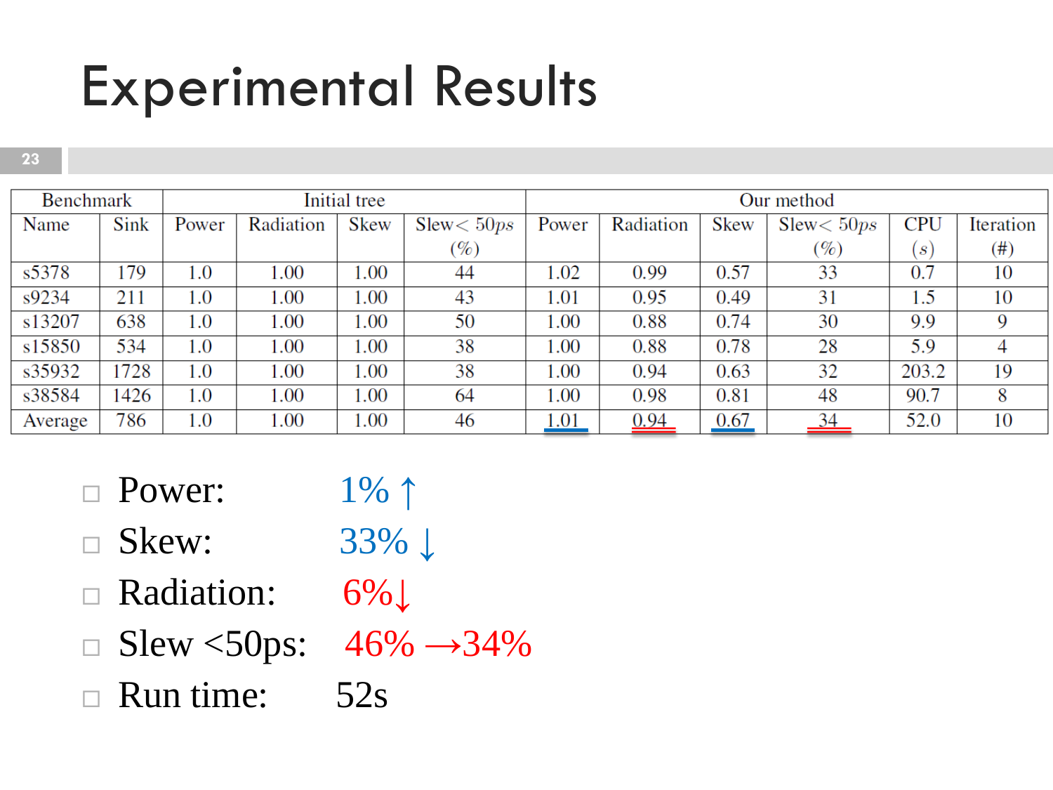# Experimental Results

| Benchmark | | Initial tree | | | | Our method | | | | | |
|---|---|---|---|---|---|---|---|---|---|---|---|
| Name | Sink | Power | Radiation | Skew | Slew$< 50ps$ (%) | Power | Radiation | Skew | Slew$< 50ps$ (%) | CPU $(s)$ | Iteration (#) |
| s5378 | 179 | 1.0 | 1.00 | 1.00 | 44 | 1.02 | 0.99 | 0.57 | 33 | 0.7 | 10 |
| s9234 | 211 | 1.0 | 1.00 | 1.00 | 43 | 1.01 | 0.95 | 0.49 | 31 | 1.5 | 10 |
| s13207 | 638 | 1.0 | 1.00 | 1.00 | 50 | 1.00 | 0.88 | 0.74 | 30 | 9.9 | 9 |
| s15850 | 534 | 1.0 | 1.00 | 1.00 | 38 | 1.00 | 0.88 | 0.78 | 28 | 5.9 | 4 |
| s35932 | 1728 | 1.0 | 1.00 | 1.00 | 38 | 1.00 | 0.94 | 0.63 | 32 | 203.2 | 19 |
| s38584 | 1426 | 1.0 | 1.00 | 1.00 | 64 | 1.00 | 0.98 | 0.81 | 48 | 90.7 | 8 |
| Average | 786 | 1.0 | 1.00 | 1.00 | 46 | 1.01 | 0.94 | 0.67 | 34 | 52.0 | 10 |

- Power: 1% ↑
- Skew: 33% ↓
- Radiation: 6%↓
- Slew <50ps: 46% →34%
- Run time: 52s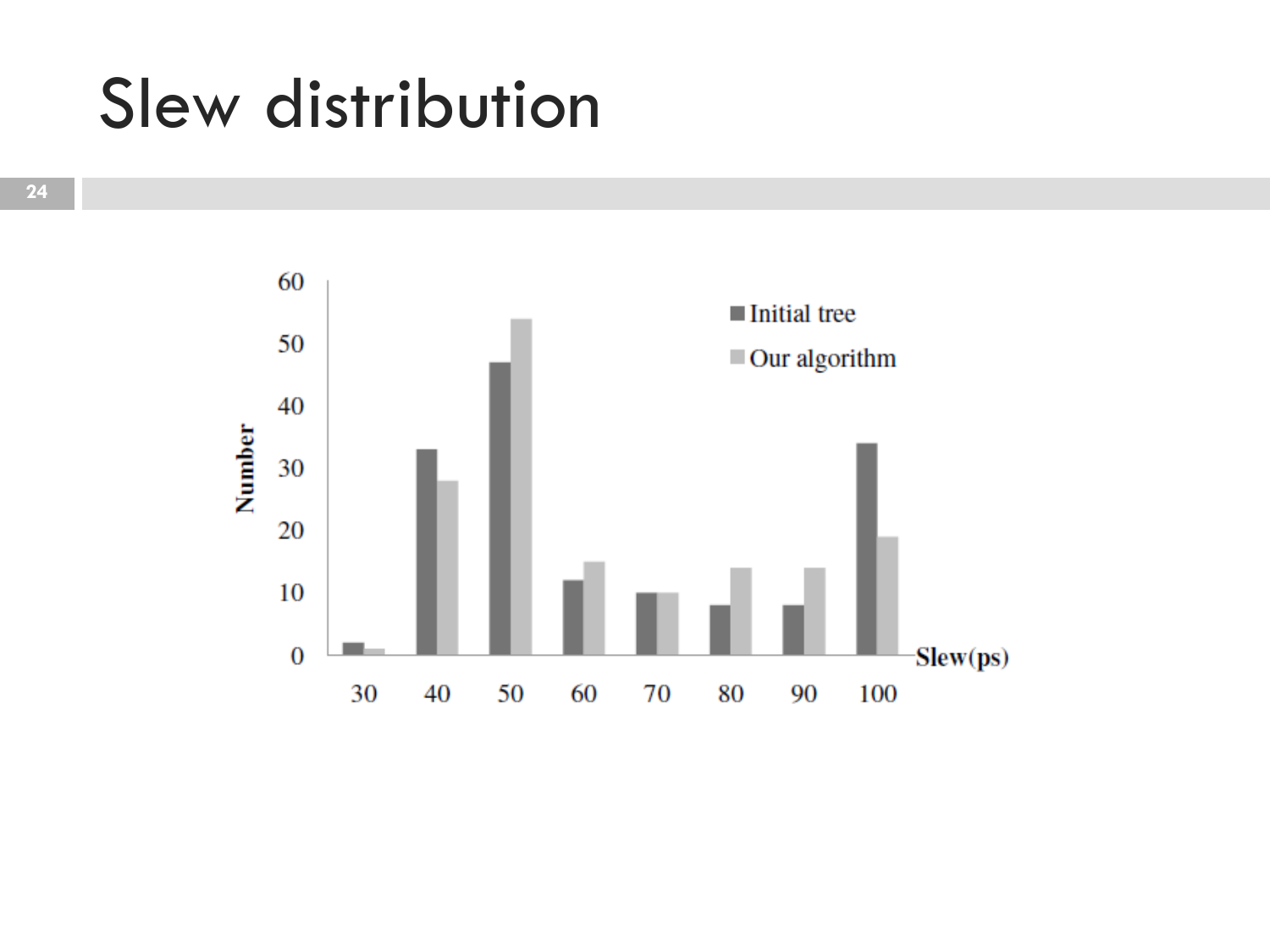# Slew distribution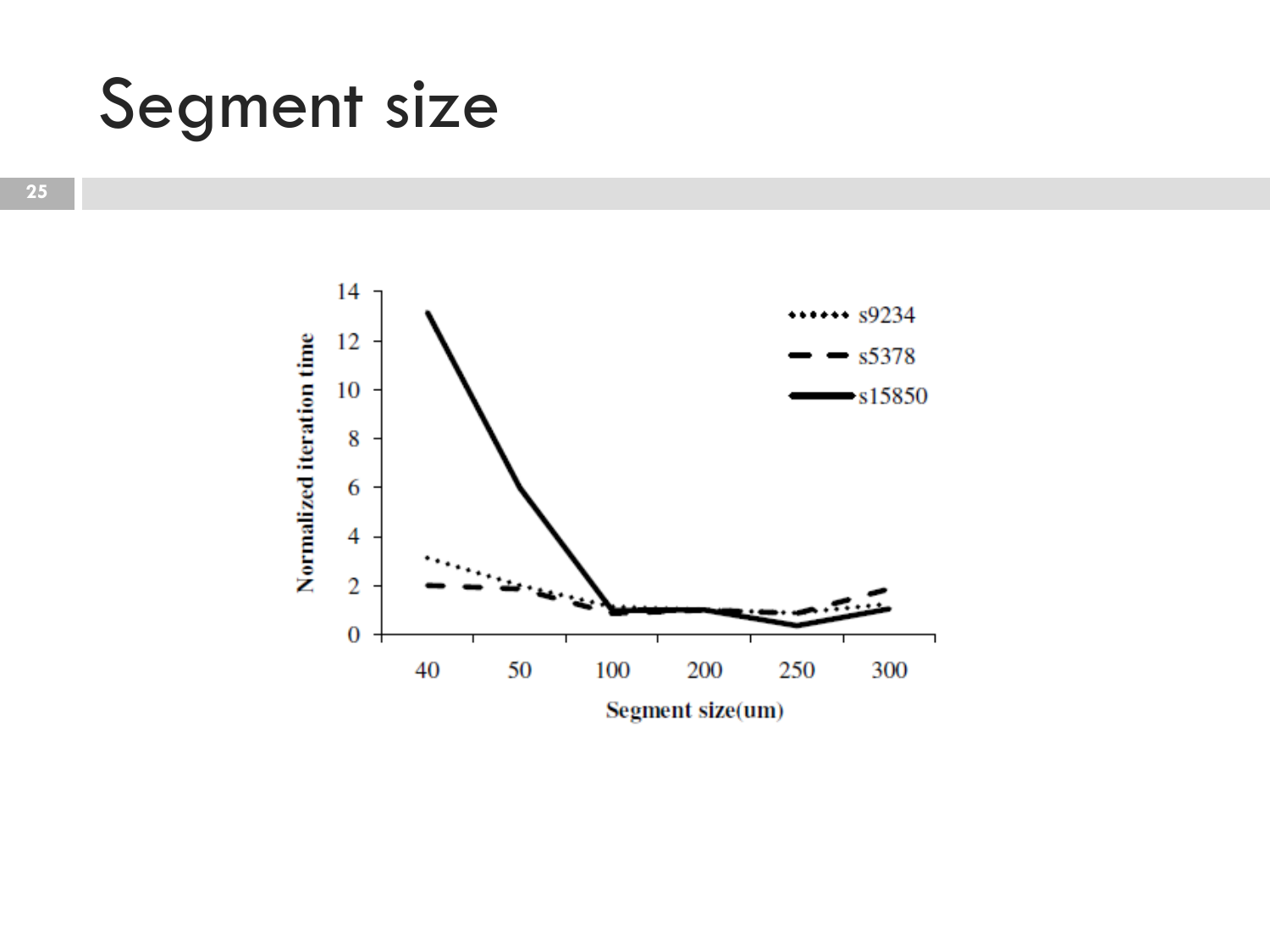# Segment size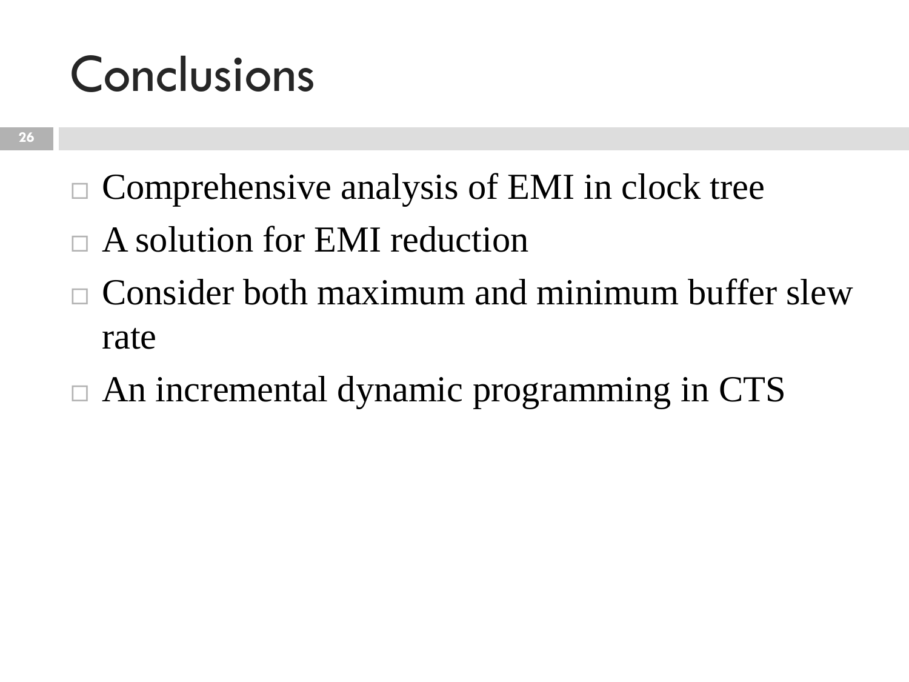# Conclusions

- Comprehensive analysis of EMI in clock tree
- A solution for EMI reduction
- Consider both maximum and minimum buffer slew rate
- An incremental dynamic programming in CTS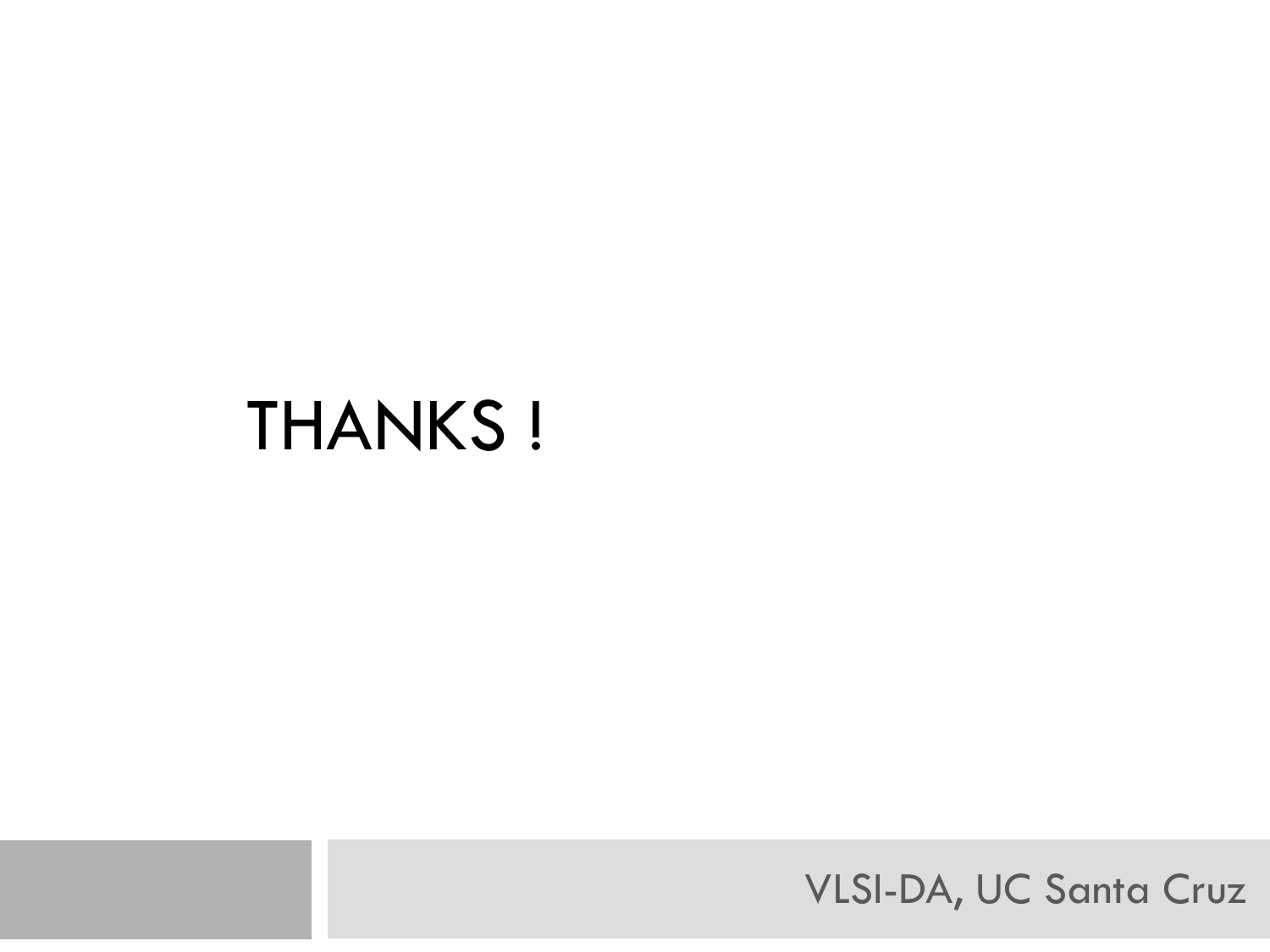# THANKS !